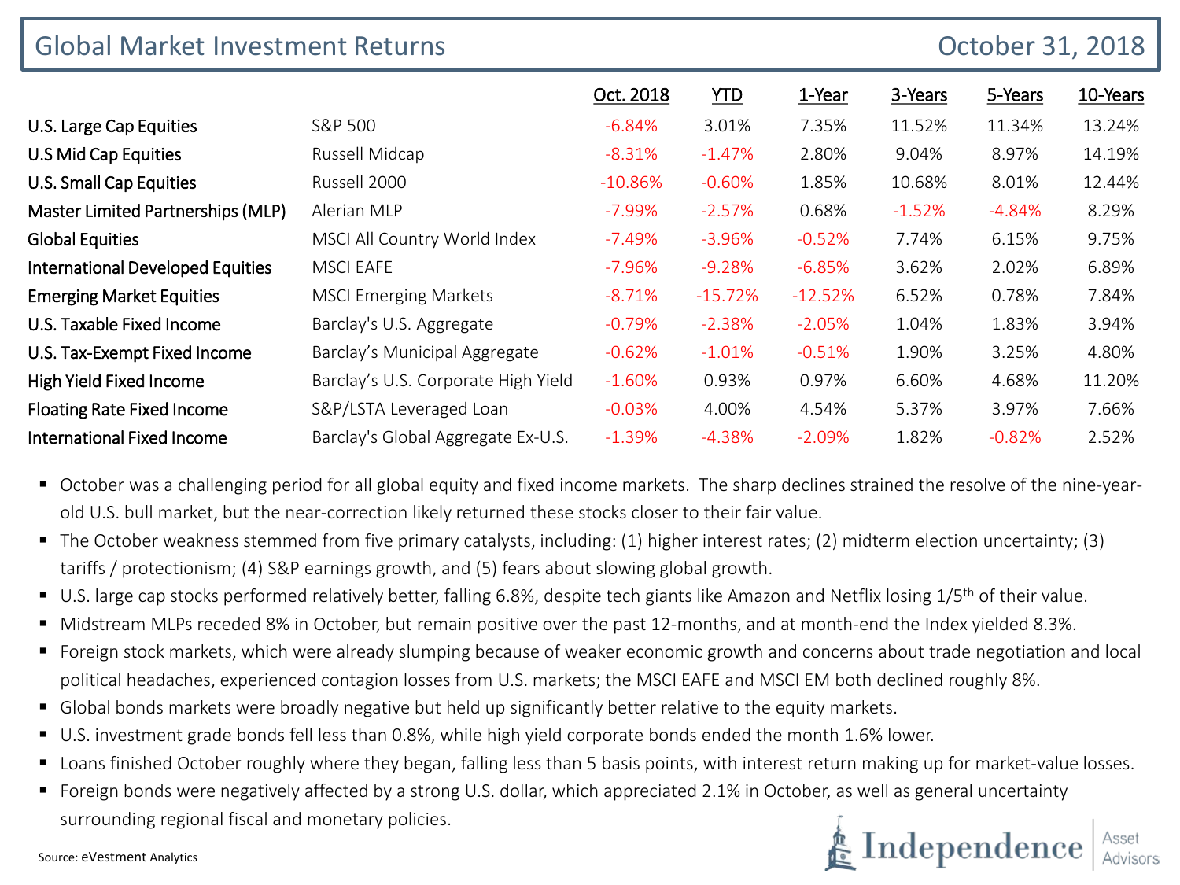# Global Market Investment Returns

October 31, 2018

| | | Oct. 2018 | YTD | 1-Year | 3-Years | 5-Years | 10-Years |
|---|---|---|---|---|---|---|---|
| U.S. Large Cap Equities | S&P 500 | -6.84% | 3.01% | 7.35% | 11.52% | 11.34% | 13.24% |
| U.S Mid Cap Equities | Russell Midcap | -8.31% | -1.47% | 2.80% | 9.04% | 8.97% | 14.19% |
| U.S. Small Cap Equities | Russell 2000 | -10.86% | -0.60% | 1.85% | 10.68% | 8.01% | 12.44% |
| Master Limited Partnerships (MLP) | Alerian MLP | -7.99% | -2.57% | 0.68% | -1.52% | -4.84% | 8.29% |
| Global Equities | MSCI All Country World Index | -7.49% | -3.96% | -0.52% | 7.74% | 6.15% | 9.75% |
| International Developed Equities | MSCI EAFE | -7.96% | -9.28% | -6.85% | 3.62% | 2.02% | 6.89% |
| Emerging Market Equities | MSCI Emerging Markets | -8.71% | -15.72% | -12.52% | 6.52% | 0.78% | 7.84% |
| U.S. Taxable Fixed Income | Barclay's U.S. Aggregate | -0.79% | -2.38% | -2.05% | 1.04% | 1.83% | 3.94% |
| U.S. Tax-Exempt Fixed Income | Barclay's Municipal Aggregate | -0.62% | -1.01% | -0.51% | 1.90% | 3.25% | 4.80% |
| High Yield Fixed Income | Barclay's U.S. Corporate High Yield | -1.60% | 0.93% | 0.97% | 6.60% | 4.68% | 11.20% |
| Floating Rate Fixed Income | S&P/LSTA Leveraged Loan | -0.03% | 4.00% | 4.54% | 5.37% | 3.97% | 7.66% |
| International Fixed Income | Barclay's Global Aggregate Ex-U.S. | -1.39% | -4.38% | -2.09% | 1.82% | -0.82% | 2.52% |

- October was a challenging period for all global equity and fixed income markets. The sharp declines strained the resolve of the nine-year-old U.S. bull market, but the near-correction likely returned these stocks closer to their fair value.
- The October weakness stemmed from five primary catalysts, including: (1) higher interest rates; (2) midterm election uncertainty; (3) tariffs / protectionism; (4) S&P earnings growth, and (5) fears about slowing global growth.
- U.S. large cap stocks performed relatively better, falling 6.8%, despite tech giants like Amazon and Netflix losing 1/5th of their value.
- Midstream MLPs receded 8% in October, but remain positive over the past 12-months, and at month-end the Index yielded 8.3%.
- Foreign stock markets, which were already slumping because of weaker economic growth and concerns about trade negotiation and local political headaches, experienced contagion losses from U.S. markets; the MSCI EAFE and MSCI EM both declined roughly 8%.
- Global bonds markets were broadly negative but held up significantly better relative to the equity markets.
- U.S. investment grade bonds fell less than 0.8%, while high yield corporate bonds ended the month 1.6% lower.
- Loans finished October roughly where they began, falling less than 5 basis points, with interest return making up for market-value losses.
- Foreign bonds were negatively affected by a strong U.S. dollar, which appreciated 2.1% in October, as well as general uncertainty surrounding regional fiscal and monetary policies.

Source: eVestment Analytics

Independence Asset Advisors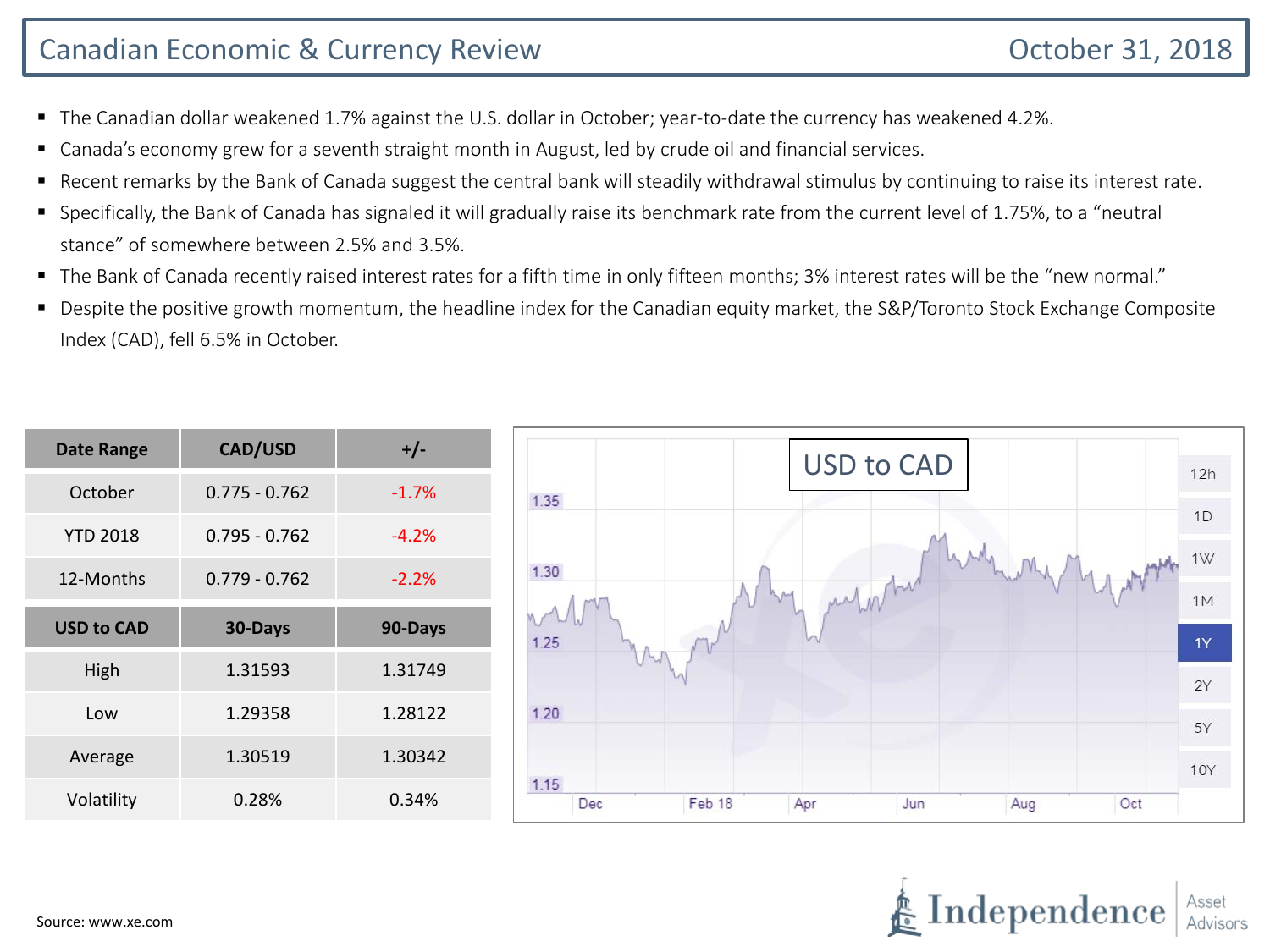# Canadian Economic & Currency Review

October 31, 2018

- The Canadian dollar weakened 1.7% against the U.S. dollar in October; year-to-date the currency has weakened 4.2%.
- Canada's economy grew for a seventh straight month in August, led by crude oil and financial services.
- Recent remarks by the Bank of Canada suggest the central bank will steadily withdrawal stimulus by continuing to raise its interest rate.
- Specifically, the Bank of Canada has signaled it will gradually raise its benchmark rate from the current level of 1.75%, to a "neutral stance" of somewhere between 2.5% and 3.5%.
- The Bank of Canada recently raised interest rates for a fifth time in only fifteen months; 3% interest rates will be the "new normal."
- Despite the positive growth momentum, the headline index for the Canadian equity market, the S&P/Toronto Stock Exchange Composite Index (CAD), fell 6.5% in October.

| Date Range | CAD/USD | +/- |
|---|---|---|
| October | 0.775 - 0.762 | -1.7% |
| YTD 2018 | 0.795 - 0.762 | -4.2% |
| 12-Months | 0.779 - 0.762 | -2.2% |
| **USD to CAD** | **30-Days** | **90-Days** |
| High | 1.31593 | 1.31749 |
| Low | 1.29358 | 1.28122 |
| Average | 1.30519 | 1.30342 |
| Volatility | 0.28% | 0.34% |

USD to CAD

1.35
1.30
1.25
1.20
1.15

Dec
Feb 18
Apr
Jun
Aug
Oct

12h
1D
1W
1M
1Y
2Y
5Y
10Y

Source: www.xe.com

Independence Asset Advisors